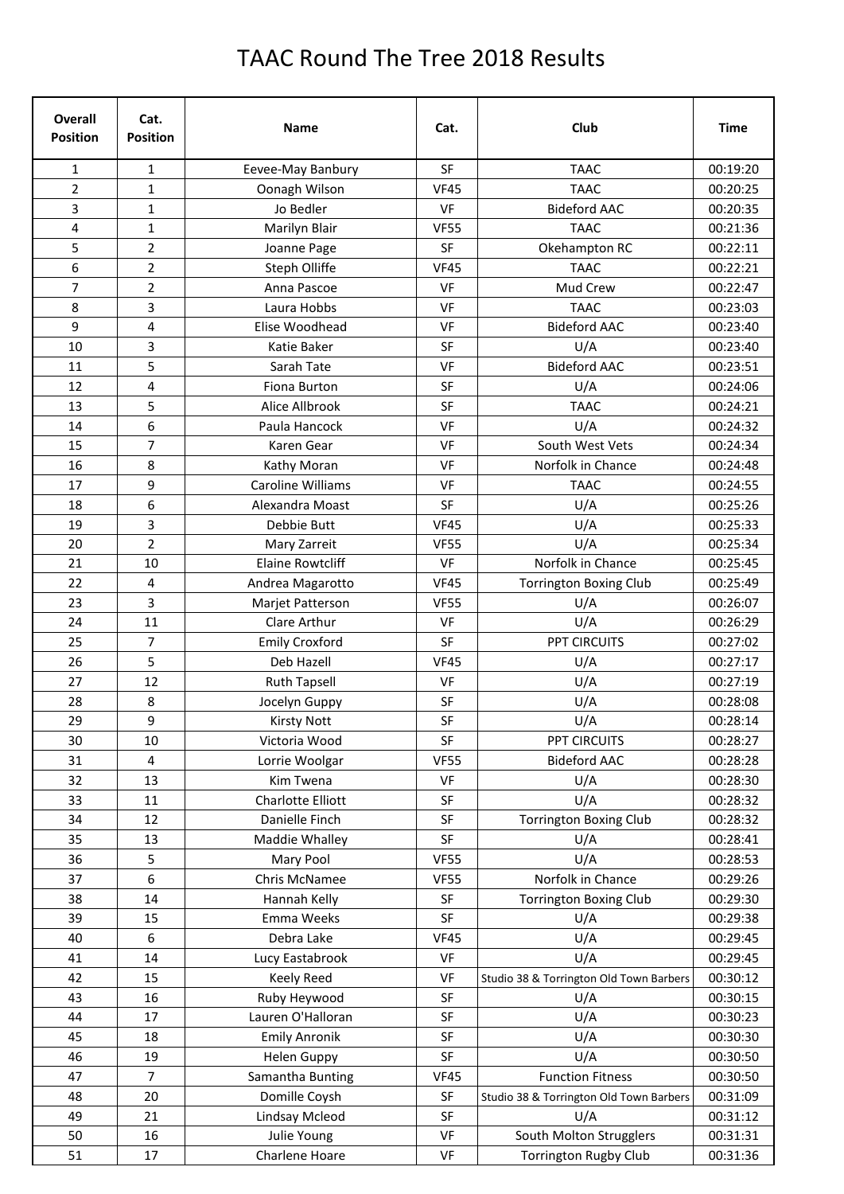# TAAC Round The Tree 2018 Results

| Overall Position | Cat. Position | Name | Cat. | Club | Time |
|---|---|---|---|---|---|
| 1 | 1 | Eevee-May Banbury | SF | TAAC | 00:19:20 |
| 2 | 1 | Oonagh Wilson | VF45 | TAAC | 00:20:25 |
| 3 | 1 | Jo Bedler | VF | Bideford AAC | 00:20:35 |
| 4 | 1 | Marilyn Blair | VF55 | TAAC | 00:21:36 |
| 5 | 2 | Joanne Page | SF | Okehampton RC | 00:22:11 |
| 6 | 2 | Steph Olliffe | VF45 | TAAC | 00:22:21 |
| 7 | 2 | Anna Pascoe | VF | Mud Crew | 00:22:47 |
| 8 | 3 | Laura Hobbs | VF | TAAC | 00:23:03 |
| 9 | 4 | Elise Woodhead | VF | Bideford AAC | 00:23:40 |
| 10 | 3 | Katie Baker | SF | U/A | 00:23:40 |
| 11 | 5 | Sarah Tate | VF | Bideford AAC | 00:23:51 |
| 12 | 4 | Fiona Burton | SF | U/A | 00:24:06 |
| 13 | 5 | Alice Allbrook | SF | TAAC | 00:24:21 |
| 14 | 6 | Paula Hancock | VF | U/A | 00:24:32 |
| 15 | 7 | Karen Gear | VF | South West Vets | 00:24:34 |
| 16 | 8 | Kathy Moran | VF | Norfolk in Chance | 00:24:48 |
| 17 | 9 | Caroline Williams | VF | TAAC | 00:24:55 |
| 18 | 6 | Alexandra Moast | SF | U/A | 00:25:26 |
| 19 | 3 | Debbie Butt | VF45 | U/A | 00:25:33 |
| 20 | 2 | Mary Zarreit | VF55 | U/A | 00:25:34 |
| 21 | 10 | Elaine Rowtcliff | VF | Norfolk in Chance | 00:25:45 |
| 22 | 4 | Andrea Magarotto | VF45 | Torrington Boxing Club | 00:25:49 |
| 23 | 3 | Marjet Patterson | VF55 | U/A | 00:26:07 |
| 24 | 11 | Clare Arthur | VF | U/A | 00:26:29 |
| 25 | 7 | Emily Croxford | SF | PPT CIRCUITS | 00:27:02 |
| 26 | 5 | Deb Hazell | VF45 | U/A | 00:27:17 |
| 27 | 12 | Ruth Tapsell | VF | U/A | 00:27:19 |
| 28 | 8 | Jocelyn Guppy | SF | U/A | 00:28:08 |
| 29 | 9 | Kirsty Nott | SF | U/A | 00:28:14 |
| 30 | 10 | Victoria Wood | SF | PPT CIRCUITS | 00:28:27 |
| 31 | 4 | Lorrie Woolgar | VF55 | Bideford AAC | 00:28:28 |
| 32 | 13 | Kim Twena | VF | U/A | 00:28:30 |
| 33 | 11 | Charlotte Elliott | SF | U/A | 00:28:32 |
| 34 | 12 | Danielle Finch | SF | Torrington Boxing Club | 00:28:32 |
| 35 | 13 | Maddie Whalley | SF | U/A | 00:28:41 |
| 36 | 5 | Mary Pool | VF55 | U/A | 00:28:53 |
| 37 | 6 | Chris McNamee | VF55 | Norfolk in Chance | 00:29:26 |
| 38 | 14 | Hannah Kelly | SF | Torrington Boxing Club | 00:29:30 |
| 39 | 15 | Emma Weeks | SF | U/A | 00:29:38 |
| 40 | 6 | Debra Lake | VF45 | U/A | 00:29:45 |
| 41 | 14 | Lucy Eastabrook | VF | U/A | 00:29:45 |
| 42 | 15 | Keely Reed | VF | Studio 38 & Torrington Old Town Barbers | 00:30:12 |
| 43 | 16 | Ruby Heywood | SF | U/A | 00:30:15 |
| 44 | 17 | Lauren O'Halloran | SF | U/A | 00:30:23 |
| 45 | 18 | Emily Anronik | SF | U/A | 00:30:30 |
| 46 | 19 | Helen Guppy | SF | U/A | 00:30:50 |
| 47 | 7 | Samantha Bunting | VF45 | Function Fitness | 00:30:50 |
| 48 | 20 | Domille Coysh | SF | Studio 38 & Torrington Old Town Barbers | 00:31:09 |
| 49 | 21 | Lindsay Mcleod | SF | U/A | 00:31:12 |
| 50 | 16 | Julie Young | VF | South Molton Strugglers | 00:31:31 |
| 51 | 17 | Charlene Hoare | VF | Torrington Rugby Club | 00:31:36 |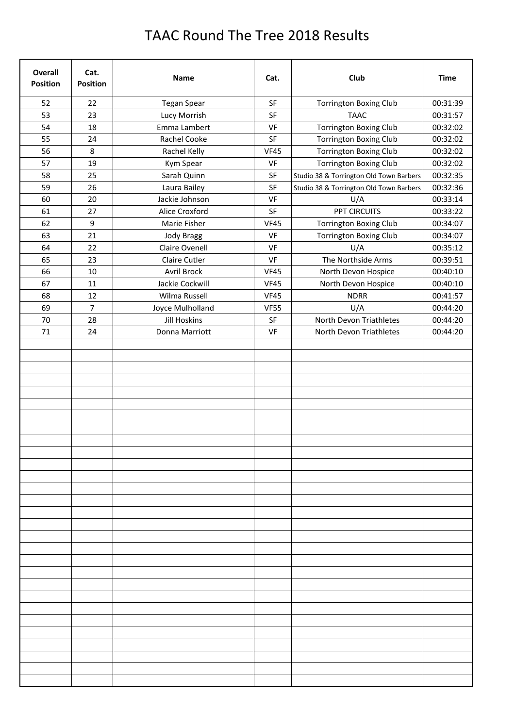# TAAC Round The Tree 2018 Results

| Overall Position | Cat. Position | Name | Cat. | Club | Time |
|---|---|---|---|---|---|
| 52 | 22 | Tegan Spear | SF | Torrington Boxing Club | 00:31:39 |
| 53 | 23 | Lucy Morrish | SF | TAAC | 00:31:57 |
| 54 | 18 | Emma Lambert | VF | Torrington Boxing Club | 00:32:02 |
| 55 | 24 | Rachel Cooke | SF | Torrington Boxing Club | 00:32:02 |
| 56 | 8 | Rachel Kelly | VF45 | Torrington Boxing Club | 00:32:02 |
| 57 | 19 | Kym Spear | VF | Torrington Boxing Club | 00:32:02 |
| 58 | 25 | Sarah Quinn | SF | Studio 38 & Torrington Old Town Barbers | 00:32:35 |
| 59 | 26 | Laura Bailey | SF | Studio 38 & Torrington Old Town Barbers | 00:32:36 |
| 60 | 20 | Jackie Johnson | VF | U/A | 00:33:14 |
| 61 | 27 | Alice Croxford | SF | PPT CIRCUITS | 00:33:22 |
| 62 | 9 | Marie Fisher | VF45 | Torrington Boxing Club | 00:34:07 |
| 63 | 21 | Jody Bragg | VF | Torrington Boxing Club | 00:34:07 |
| 64 | 22 | Claire Ovenell | VF | U/A | 00:35:12 |
| 65 | 23 | Claire Cutler | VF | The Northside Arms | 00:39:51 |
| 66 | 10 | Avril Brock | VF45 | North Devon Hospice | 00:40:10 |
| 67 | 11 | Jackie Cockwill | VF45 | North Devon Hospice | 00:40:10 |
| 68 | 12 | Wilma Russell | VF45 | NDRR | 00:41:57 |
| 69 | 7 | Joyce Mulholland | VF55 | U/A | 00:44:20 |
| 70 | 28 | Jill Hoskins | SF | North Devon Triathletes | 00:44:20 |
| 71 | 24 | Donna Marriott | VF | North Devon Triathletes | 00:44:20 |